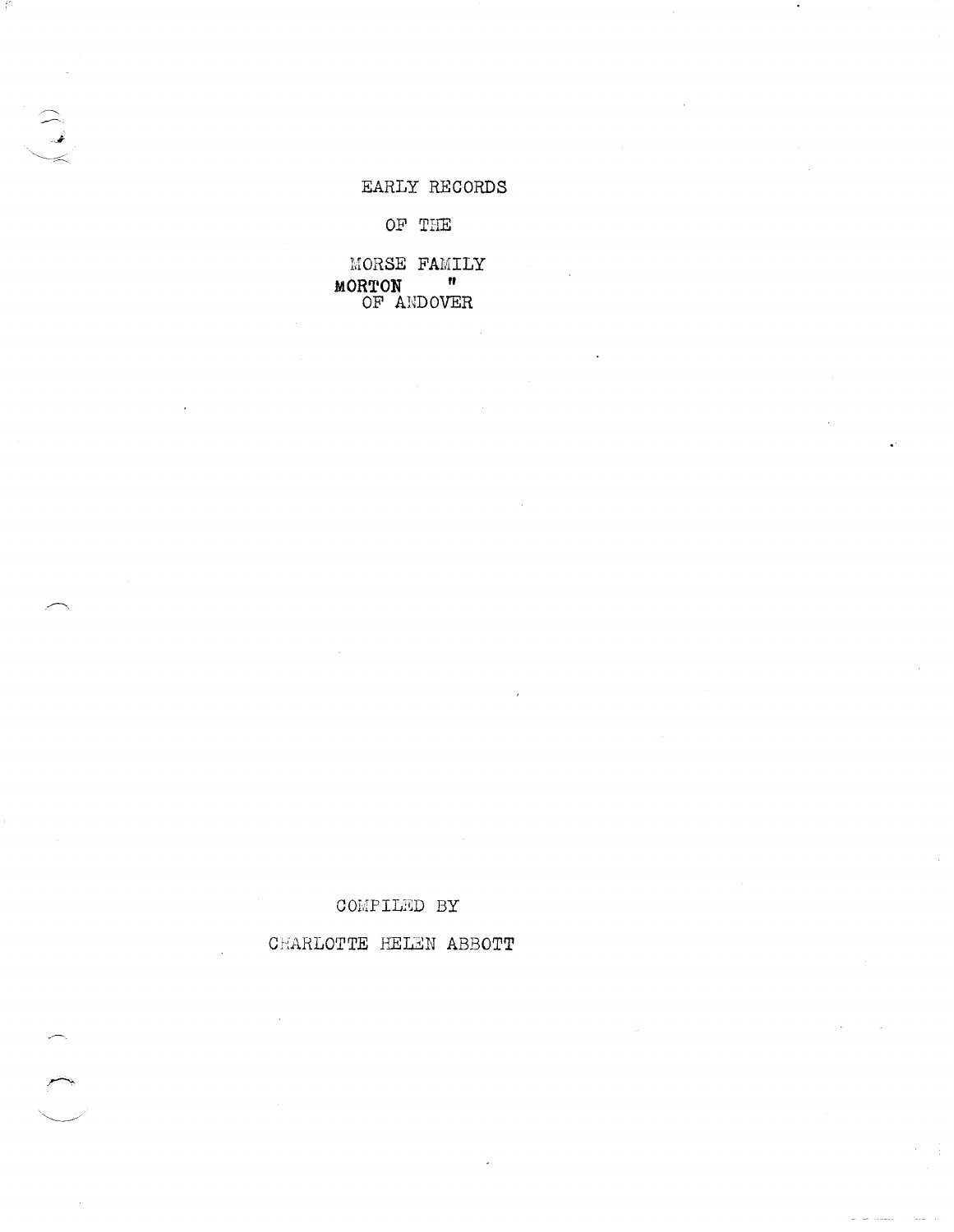# EARLY RECORDS

# OF THE

# MORSE FAMILY
# MORTON "
# OF ANDOVER

COMPILED BY

CHARLOTTE HELEN ABBOTT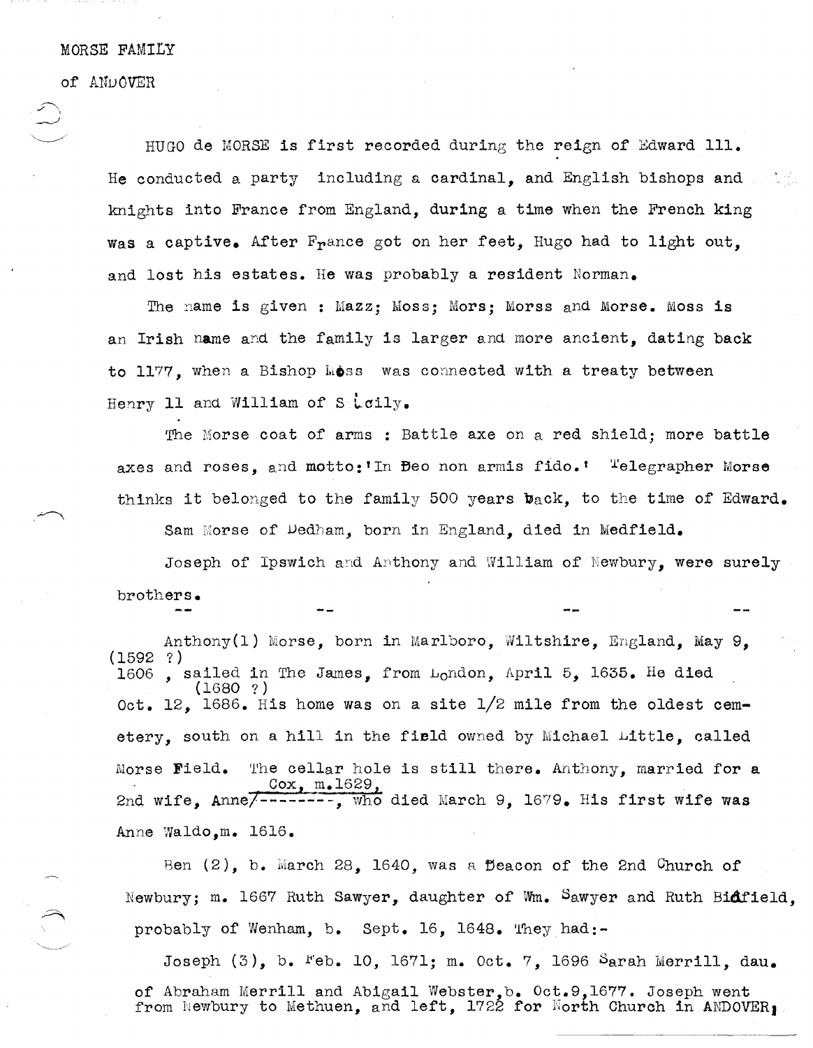MORSE FAMILY

of ANDOVER

HUGO de MORSE is first recorded during the reign of Edward 111. He conducted a party including a cardinal, and English bishops and knights into France from England, during a time when the French king was a captive. After France got on her feet, Hugo had to light out, and lost his estates. He was probably a resident Norman.

The name is given : Mazz; Moss; Mors; Morss and Morse. Moss is an Irish name and the family is larger and more ancient, dating back to 1177, when a Bishop Moss was connected with a treaty between Henry 11 and William of Sicily.

The Morse coat of arms : Battle axe on a red shield; more battle axes and roses, and motto:'In Deo non armis fido.' Telegrapher Morse thinks it belonged to the family 500 years back, to the time of Edward.

Sam Morse of Dedham, born in England, died in Medfield.

Joseph of Ipswich and Anthony and William of Newbury, were surely brothers.

-- -- -- --

Anthony(1) Morse, born in Marlboro, Wiltshire, England, May 9, (1592 ?) 1606 , sailed in The James, from London, April 5, 1635. He died (1680 ?) Oct. 12, 1686. His home was on a site 1/2 mile from the oldest cemetery, south on a hill in the field owned by Michael Little, called Morse Field. The cellar hole is still there. Anthony, married for a 2nd wife, Anne Cox, m.1629, ~~--------~~, who died March 9, 1679. His first wife was Anne Waldo,m. 1616.

Ben (2), b. March 28, 1640, was a Deacon of the 2nd Church of Newbury; m. 1667 Ruth Sawyer, daughter of Wm. Sawyer and Ruth Bidfield, probably of Wenham, b. Sept. 16, 1648. They had:-

Joseph (3), b. Feb. 10, 1671; m. Oct. 7, 1696 Sarah Merrill, dau. of Abraham Merrill and Abigail Webster,b. Oct.9,1677. Joseph went from Newbury to Methuen, and left, 1722 for North Church in ANDOVER;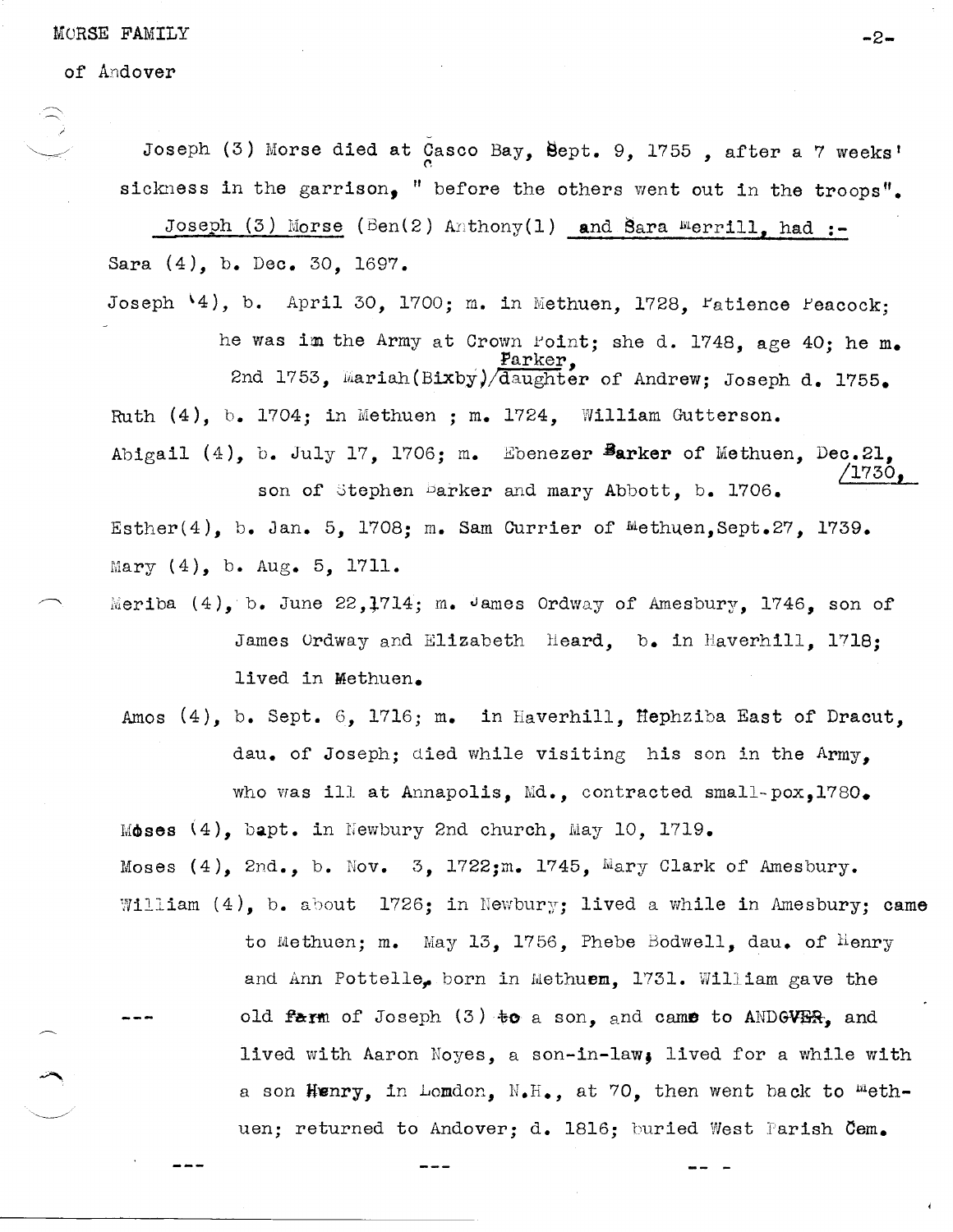Joseph (3) Morse died at Casco Bay, Sept. 9, 1755 , after a 7 weeks' sickness in the garrison, " before the others went out in the troops".

Joseph (3) Morse (Ben(2) Anthony(1) and Sara Merrill, had :-

Sara (4), b. Dec. 30, 1697.

Joseph (4), b. April 30, 1700; m. in Methuen, 1728, Patience Peacock; he was in the Army at Crown Point; she d. 1748, age 40; he m. 2nd 1753, Mariah(Bixby)/Parker, daughter of Andrew; Joseph d. 1755.

Ruth (4), b. 1704; in Methuen ; m. 1724, William Gutterson.

Abigail (4), b. July 17, 1706; m. Ebenezer Barker of Methuen, Dec.21, /1730, son of Stephen Barker and mary Abbott, b. 1706.

Esther(4), b. Jan. 5, 1708; m. Sam Currier of Methuen,Sept.27, 1739.

Mary (4), b. Aug. 5, 1711.

Meriba (4), b. June 22,1714; m. James Ordway of Amesbury, 1746, son of James Ordway and Elizabeth Heard, b. in Haverhill, 1718; lived in Methuen.

Amos (4), b. Sept. 6, 1716; m. in Haverhill, Hephziba East of Dracut, dau. of Joseph; died while visiting his son in the Army, who was ill at Annapolis, Md., contracted small-pox,1780.

Moses (4), bapt. in Newbury 2nd church, May 10, 1719.

Moses (4), 2nd., b. Nov. 3, 1722;m. 1745, Mary Clark of Amesbury.

William (4), b. about 1726; in Newbury; lived a while in Amesbury; came to Methuen; m. May 13, 1756, Phebe Bodwell, dau. of Henry and Ann Pottelle, born in Methuen, 1731. William gave the old farm of Joseph (3) to a son, and came to ANDOVER, and lived with Aaron Noyes, a son-in-law; lived for a while with a son Henry, in Lomdon, N.H., at 70, then went back to Methuen; returned to Andover; d. 1816; buried West Parish Cem.

--- --- --- -- -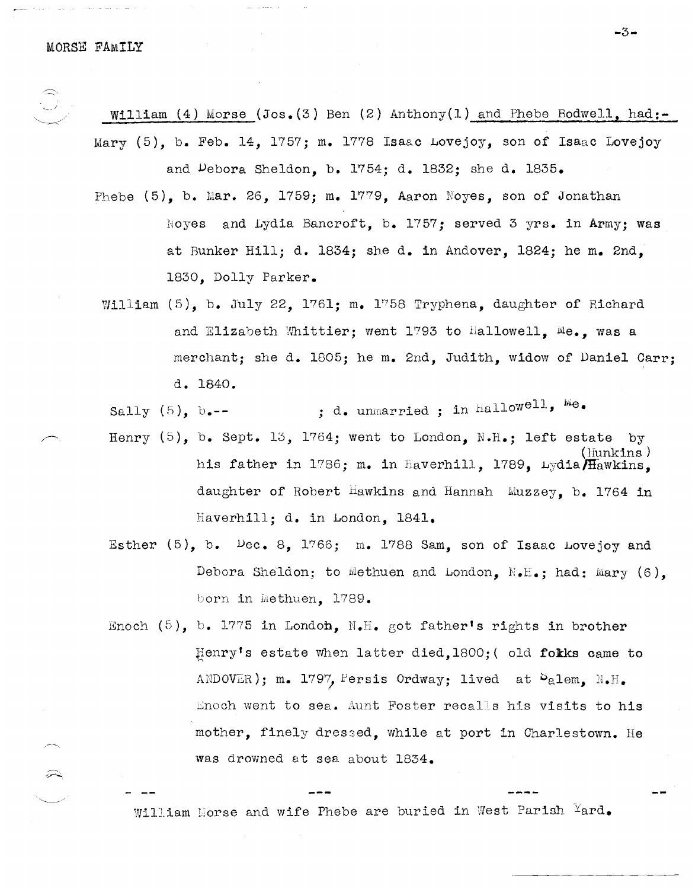William (4) Morse (Jos.(3) Ben (2) Anthony(1) and Phebe Bodwell, had:-

Mary (5), b. Feb. 14, 1757; m. 1778 Isaac Lovejoy, son of Isaac Lovejoy and Debora Sheldon, b. 1754; d. 1832; she d. 1835.

Phebe (5), b. Mar. 26, 1759; m. 1779, Aaron Noyes, son of Jonathan Noyes and Lydia Bancroft, b. 1757; served 3 yrs. in Army; was at Bunker Hill; d. 1834; she d. in Andover, 1824; he m. 2nd, 1830, Dolly Parker.

William (5), b. July 22, 1761; m. 1758 Tryphena, daughter of Richard and Elizabeth Whittier; went 1793 to Hallowell, Me., was a merchant; she d. 1805; he m. 2nd, Judith, widow of Daniel Carr; d. 1840.

Sally (5), b.-- ; d. unmarried ; in Hallowell, Me.

Henry (5), b. Sept. 13, 1764; went to London, N.H.; left estate by his father in 1786; m. in Haverhill, 1789, Lydia (Hunkins)/Hawkins, daughter of Robert Hawkins and Hannah Muzzey, b. 1764 in Haverhill; d. in London, 1841.

Esther (5), b. Dec. 8, 1766; m. 1788 Sam, son of Isaac Lovejoy and Debora Sheldon; to Methuen and London, N.H.; had: Mary (6), born in Methuen, 1789.

Enoch (5), b. 1775 in London, N.H. got father's rights in brother Henry's estate when latter died,1800;( old fokks came to ANDOVER); m. 1797, Persis Ordway; lived at Salem, N.H. Enoch went to sea. Aunt Foster recalls his visits to his mother, finely dressed, while at port in Charlestown. He was drowned at sea about 1834.

William Morse and wife Phebe are buried in West Parish Yard.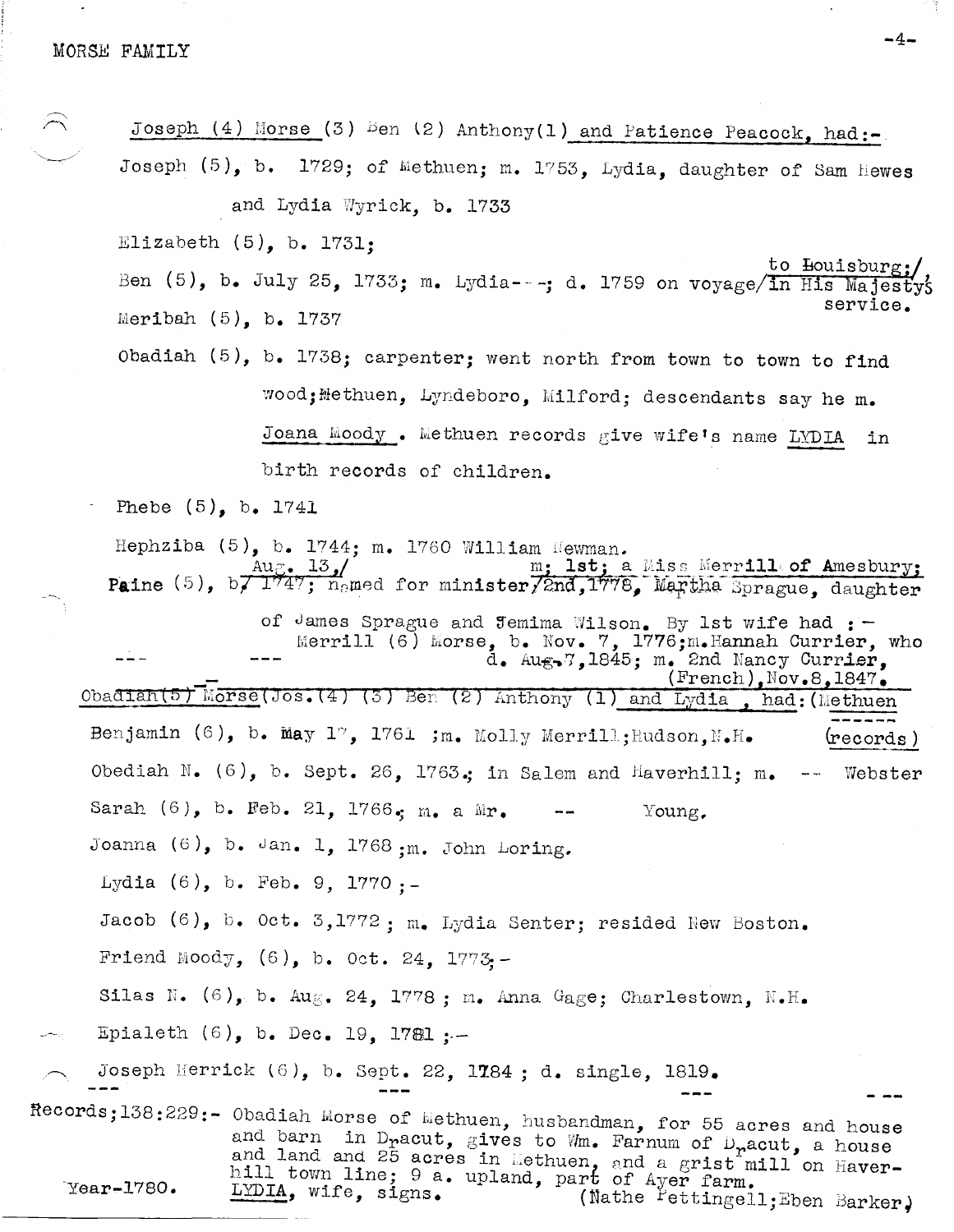MORSE FAMILY

Joseph (4) Morse (3) Ben (2) Anthony(1) and Patience Peacock, had:-

Joseph (5), b. 1729; of Methuen; m. 1753, Lydia, daughter of Sam Hewes and Lydia Wyrick, b. 1733

Elizabeth (5), b. 1731;

Ben (5), b. July 25, 1733; m. Lydia---; d. 1759 on voyage/ to Louisburg;/ in His Majesty's service.

Meribah (5), b. 1737

Obadiah (5), b. 1738; carpenter; went north from town to town to find wood; Methuen, Lyndeboro, Milford; descendants say he m. Joana Moody . Methuen records give wife's name LYDIA in birth records of children.

Phebe (5), b. 1741

Hephziba (5), b. 1744; m. 1760 William Newman.

Paine (5), b/ Aug. 13,/ 1747; named for minister/ m; 1st; a Miss Merrill of Amesbury; 2nd, 1778, Martha Sprague, daughter of James Sprague and Jemima Wilson. By 1st wife had :-
Merrill (6) Morse, b. Nov. 7, 1776; m. Hannah Currier, who d. Aug. 7, 1845; m. 2nd Nancy Currier, (French), Nov. 8, 1847.

Obadiah(5) Morse(Jos.(4) (3) Ben (2) Anthony (1) and Lydia , had: (Methuen records)

Benjamin (6), b. May 17, 1761 ; m. Molly Merrill; Hudson, N.H.

Obediah N. (6), b. Sept. 26, 1763.; in Salem and Haverhill; m. -- Webster

Sarah (6), b. Feb. 21, 1766.; m. a Mr. -- Young.

Joanna (6), b. Jan. 1, 1768 ; m. John Loring.

Lydia (6), b. Feb. 9, 1770 ;-

Jacob (6), b. Oct. 3,1772 ; m. Lydia Senter; resided New Boston.

Friend Moody, (6), b. Oct. 24, 1775;-

Silas N. (6), b. Aug. 24, 1778 ; m. Anna Gage; Charlestown, N.H.

Epialeth (6), b. Dec. 19, 1781 ;-

Joseph Herrick (6), b. Sept. 22, 1784 ; d. single, 1819.

Records;138:229:- Obadiah Morse of Methuen, husbandman, for 55 acres and house and barn in Dracut, gives to Wm. Farnum of Dracut, a house and land and 25 acres in Methuen, and a grist mill on Haverhill town line; 9 a. upland, part of Ayer farm.
Year-1780. LYDIA, wife, signs. (Nathe Pettingell; Eben Barker)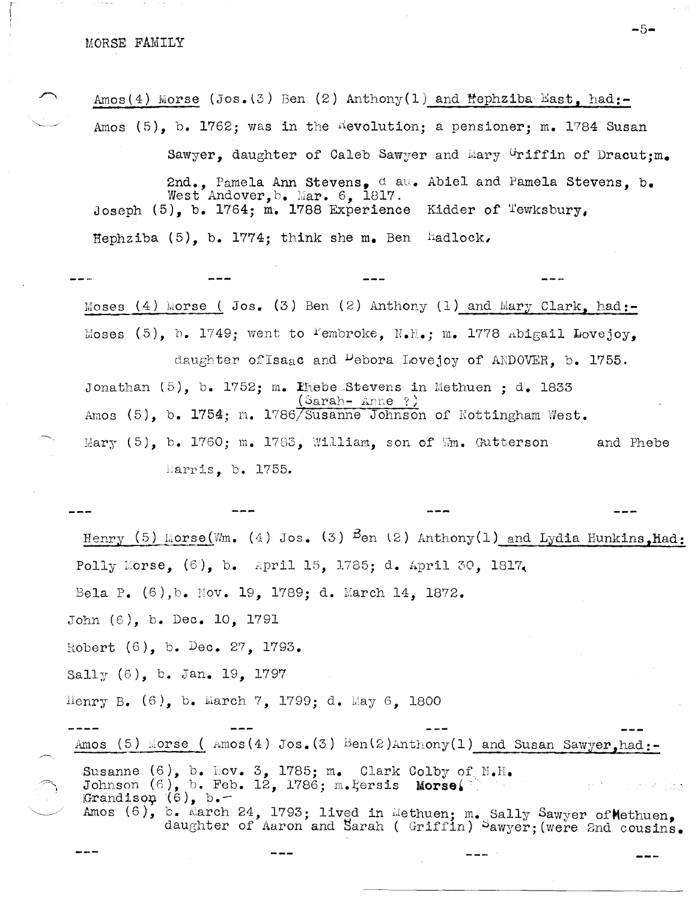MORSE FAMILY

Amos(4) Morse (Jos.(3) Ben (2) Anthony(1) and Hephziba East, had:-

Amos (5), b. 1762; was in the Revolution; a pensioner; m. 1784 Susan Sawyer, daughter of Caleb Sawyer and Mary Griffin of Dracut;m. 2nd., Pamela Ann Stevens, dau. Abiel and Pamela Stevens, b. West Andover,b. Mar. 6, 1817.

Joseph (5), b. 1764; m. 1788 Experience Kidder of Tewksbury,

Hephziba (5), b. 1774; think she m. Ben Hadlock,

--- --- --- ---

Moses (4) Morse ( Jos. (3) Ben (2) Anthony (1) and Mary Clark, had:-

Moses (5), b. 1749; went to Pembroke, N.H.; m. 1778 Abigail Lovejoy, daughter of Isaac and Debora Lovejoy of ANDOVER, b. 1755.

Jonathan (5), b. 1752; m. Phebe Stevens in Methuen ; d. 1833

Amos (5), b. 1754; m. 1786/Susanne Johnson of Nottingham West. (Sarah- Anne ?)

Mary (5), b. 1760; m. 1783, William, son of Wm. Gutterson and Phebe Harris, b. 1755.

--- --- --- ---

Henry (5) Morse(Wm. (4) Jos. (3) Ben (2) Anthony(1) and Lydia Hunkins,Had:

Polly Morse, (6), b. April 15, 1785; d. April 30, 1817.

Bela P. (6),b. Nov. 19, 1789; d. March 14, 1872.

John (6), b. Dec. 10, 1791

Robert (6), b. Dec. 27, 1793.

Sally (6), b. Jan. 19, 1797

Henry B. (6), b. March 7, 1799; d. May 6, 1800

---- --- --- ---

Amos (5) Morse ( Amos(4) Jos.(3) Ben(2)Anthony(1) and Susan Sawyer,had:-

Susanne (6), b. Nov. 3, 1785; m. Clark Colby of N.H.
Johnson (6), b. Feb. 12, 1786; m.Persis Morse.
Grandison (6), b.-
Amos (6), b. March 24, 1793; lived in Methuen; m. Sally Sawyer of Methuen, daughter of Aaron and Sarah ( Griffin) Sawyer;(were 2nd cousins.

--- --- --- ---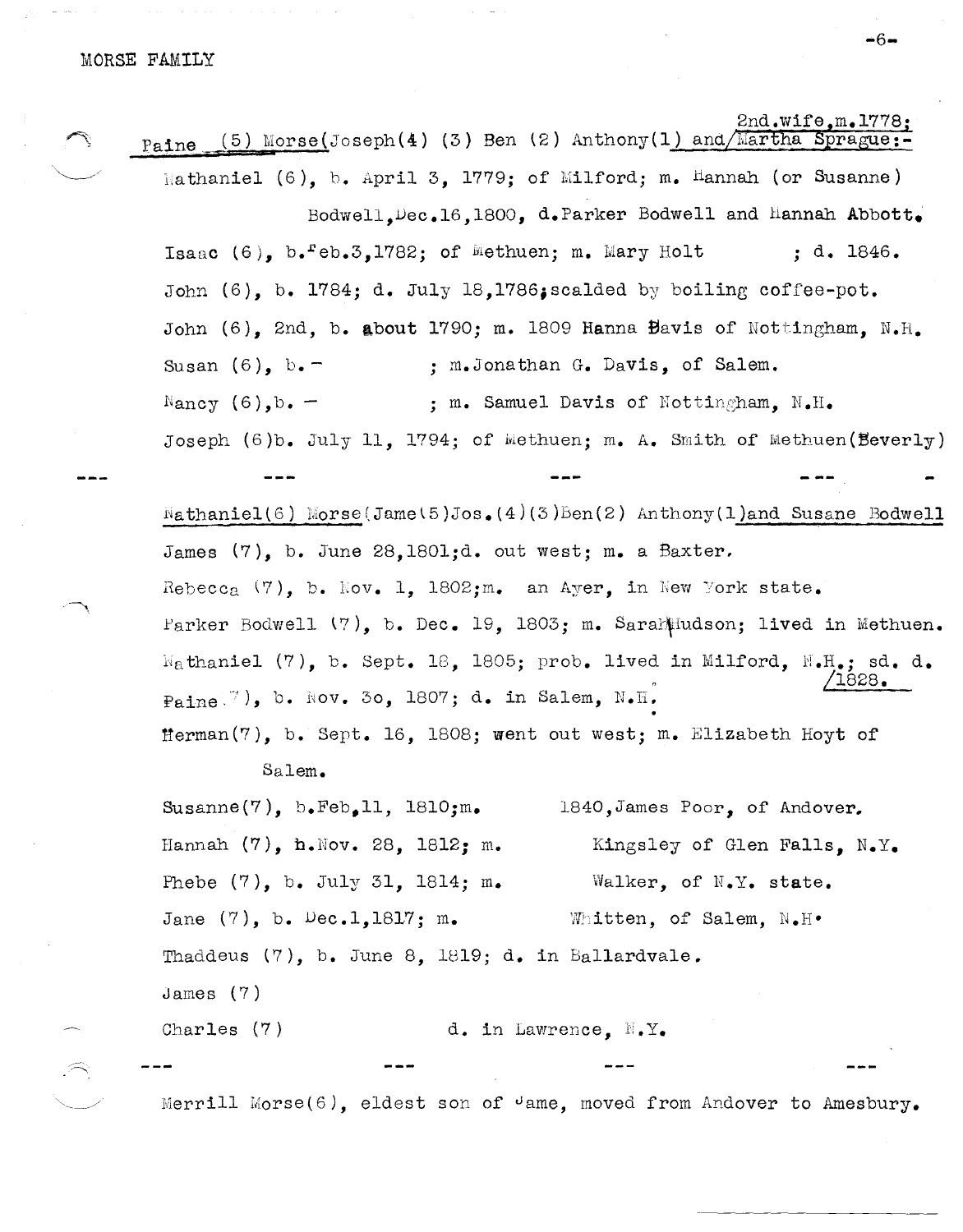MORSE FAMILY

2nd.wife,m.1778;

Paine (5) Morse(Joseph(4) (3) Ben (2) Anthony(1) and/Martha Sprague:-

Nathaniel (6), b. April 3, 1779; of Milford; m. Hannah (or Susanne) Bodwell,Dec.16,1800, d.Parker Bodwell and Hannah Abbott.

Isaac (6), b.Feb.3,1782; of Methuen; m. Mary Holt ; d. 1846.

John (6), b. 1784; d. July 18,1786;scalded by boiling coffee-pot.

John (6), 2nd, b. about 1790; m. 1809 Hanna Davis of Nottingham, N.H.

Susan (6), b.- ; m.Jonathan G. Davis, of Salem.

Nancy (6),b. - ; m. Samuel Davis of Nottingham, N.H.

Joseph (6)b. July 11, 1794; of Methuen; m. A. Smith of Methuen(Beverly)

--- --- --- --- -

Nathaniel(6) Morse(Jame(5)Jos.(4)(3)Ben(2) Anthony(1)and Susane Bodwell

James (7), b. June 28,1801;d. out west; m. a Baxter.

Rebecca (7), b. Nov. 1, 1802;m. an Ayer, in New York state.

Parker Bodwell (7), b. Dec. 19, 1803; m. Sarah Hudson; lived in Methuen.

Nathaniel (7), b. Sept. 18, 1805; prob. lived in Milford, N.H.; sd. d. /1828.

Paine (7), b. Nov. 30, 1807; d. in Salem, N.H.

Herman(7), b. Sept. 16, 1808; went out west; m. Elizabeth Hoyt of Salem.

Susanne(7), b.Feb.11, 1810;m. 1840,James Poor, of Andover.

Hannah (7), b.Nov. 28, 1812; m. Kingsley of Glen Falls, N.Y.

Phebe (7), b. July 31, 1814; m. Walker, of N.Y. state.

Jane (7), b. Dec.1,1817; m. Whitten, of Salem, N.H.

Thaddeus (7), b. June 8, 1819; d. in Ballardvale.

James (7)

Charles (7) d. in Lawrence, N.Y.

--- --- --- ---

Merrill Morse(6), eldest son of Jame, moved from Andover to Amesbury.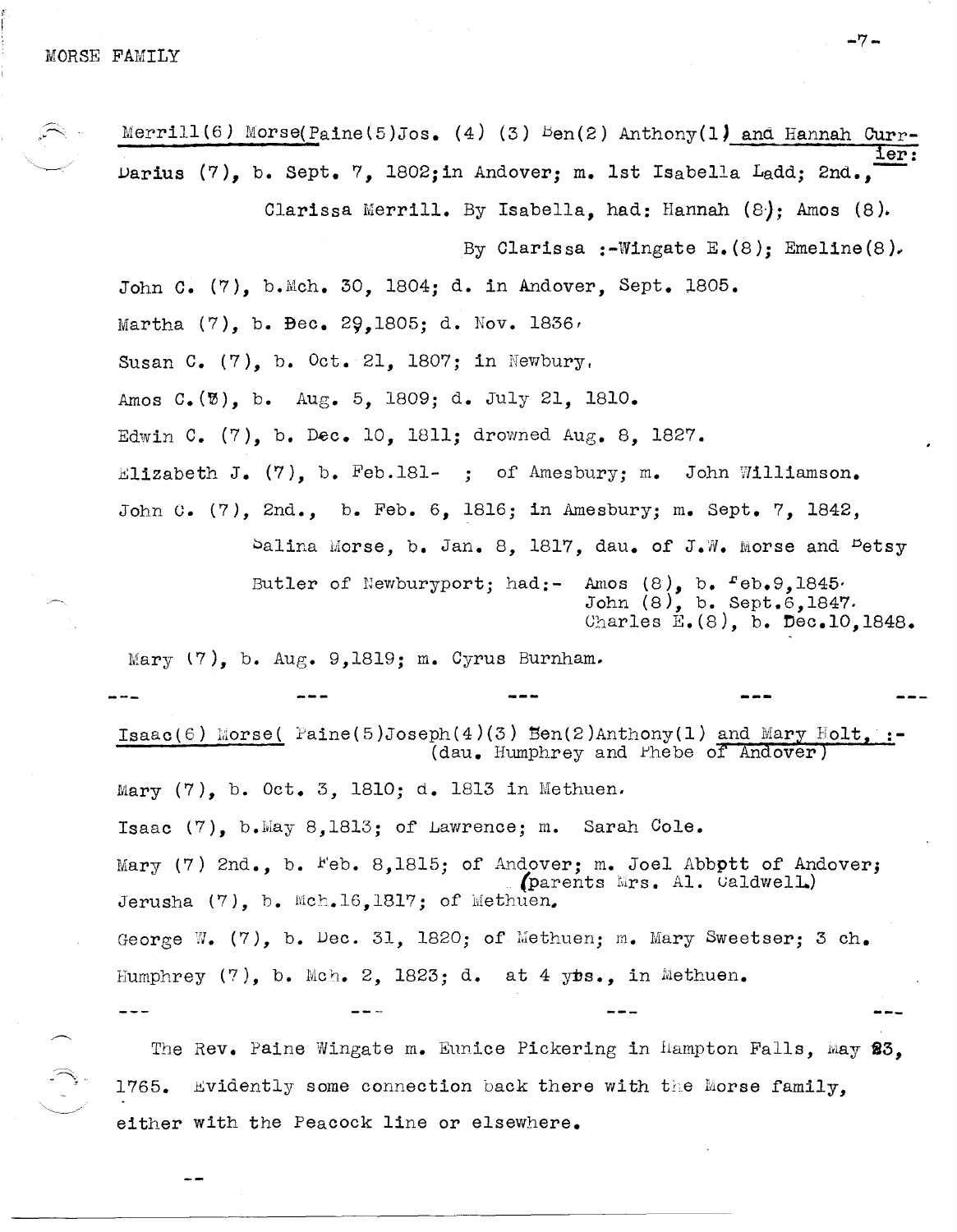Merrill(6) Morse(Paine(5)Jos. (4) (3) Ben(2) Anthony(1) and Hannah Currier:

Darius (7), b. Sept. 7, 1802; in Andover; m. 1st Isabella Ladd; 2nd., Clarissa Merrill. By Isabella, had: Hannah (8); Amos (8). By Clarissa :-Wingate E.(8); Emeline(8).

John C. (7), b. Mch. 30, 1804; d. in Andover, Sept. 1805.

Martha (7), b. Dec. 29, 1805; d. Nov. 1836.

Susan C. (7), b. Oct. 21, 1807; in Newbury.

Amos C.(7), b. Aug. 5, 1809; d. July 21, 1810.

Edwin C. (7), b. Dec. 10, 1811; drowned Aug. 8, 1827.

Elizabeth J. (7), b. Feb.181- ; of Amesbury; m. John Williamson.

John C. (7), 2nd., b. Feb. 6, 1816; in Amesbury; m. Sept. 7, 1842, Salina Morse, b. Jan. 8, 1817, dau. of J.W. Morse and Betsy Butler of Newburyport; had:- Amos (8), b. Feb.9,1845. John (8), b. Sept.6,1847. Charles E.(8), b. Dec.10,1848.

Mary (7), b. Aug. 9,1819; m. Cyrus Burnham.

--- --- --- --- ---

Isaac(6) Morse( Paine(5)Joseph(4)(3) Ben(2)Anthony(1) and Mary Holt, :- (dau. Humphrey and Phebe of Andover)

Mary (7), b. Oct. 3, 1810; d. 1813 in Methuen.

Isaac (7), b.May 8,1813; of Lawrence; m. Sarah Cole.

Mary (7) 2nd., b. Feb. 8,1815; of Andover; m. Joel Abbott of Andover; (parents Mrs. Al. Caldwell.)

Jerusha (7), b. Mch.16,1817; of Methuen.

George W. (7), b. Dec. 31, 1820; of Methuen; m. Mary Sweetser; 3 ch.

Humphrey (7), b. Mch. 2, 1823; d. at 4 yrs., in Methuen.

--- --- --- ---

The Rev. Paine Wingate m. Eunice Pickering in Hampton Falls, May 23, 1765. Evidently some connection back there with the Morse family, either with the Peacock line or elsewhere.

--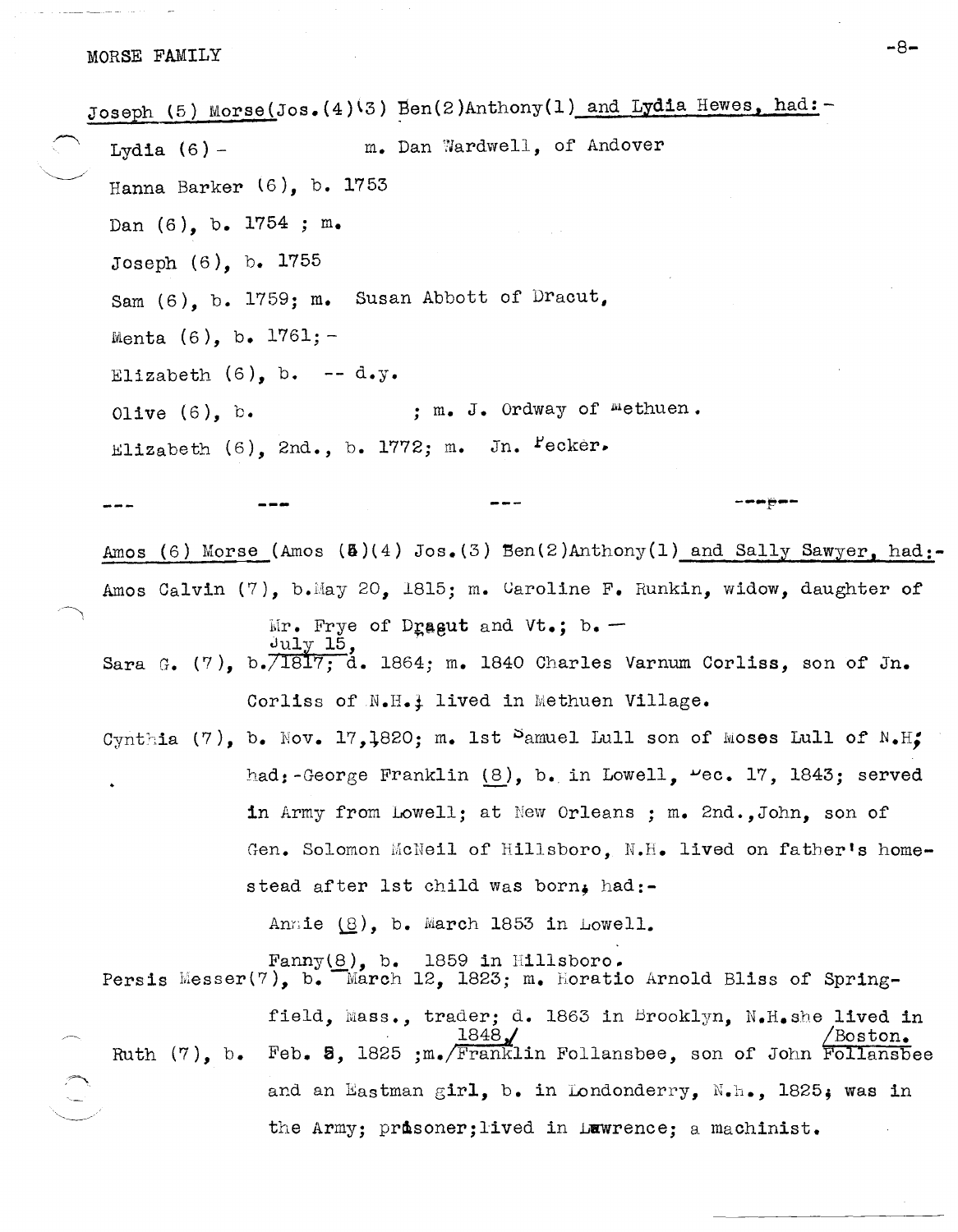MORSE FAMILY

Joseph (5) Morse(Jos.(4)(3) Ben(2)Anthony(1) and Lydia Hewes, had:-

Lydia (6) - m. Dan Wardwell, of Andover

Hanna Barker (6), b. 1753

Dan (6), b. 1754 ; m.

Joseph (6), b. 1755

Sam (6), b. 1759; m. Susan Abbott of Dracut,

Menta (6), b. 1761; -

Elizabeth (6), b. -- d.y.

Olive (6), b. ; m. J. Ordway of Methuen.

Elizabeth (6), 2nd., b. 1772; m. Jn. Pecker.

--- --- --- ---

Amos (6) Morse (Amos (5)(4) Jos.(3) Ben(2)Anthony(1) and Sally Sawyer, had:-

Amos Calvin (7), b. May 20, 1815; m. Caroline F. Runkin, widow, daughter of Mr. Frye of Dracut and Vt.; b. —

Sara G. (7), b. July 15, 1817; d. 1864; m. 1840 Charles Varnum Corliss, son of Jn. Corliss of N.H.; lived in Methuen Village.

Cynthia (7), b. Nov. 17, 1820; m. 1st Samuel Lull son of Moses Lull of N.H; had:-George Franklin (8), b. in Lowell, Dec. 17, 1843; served in Army from Lowell; at New Orleans ; m. 2nd., John, son of Gen. Solomon McNeil of Hillsboro, N.H. lived on father's homestead after 1st child was born, had:-

Annie (8), b. March 1853 in Lowell.

Fanny(8), b. 1859 in Hillsboro.

Persis Messer(7), b. March 12, 1823; m. Horatio Arnold Bliss of Springfield, Mass., trader; d. 1863 in Brooklyn, N.H. she lived in Boston.

Ruth (7), b. Feb. 5, 1825 ; m. 1848, Franklin Follansbee, son of John Follansbee and an Eastman girl, b. in Londonderry, N.H., 1825; was in the Army; prisoner; lived in Lawrence; a machinist.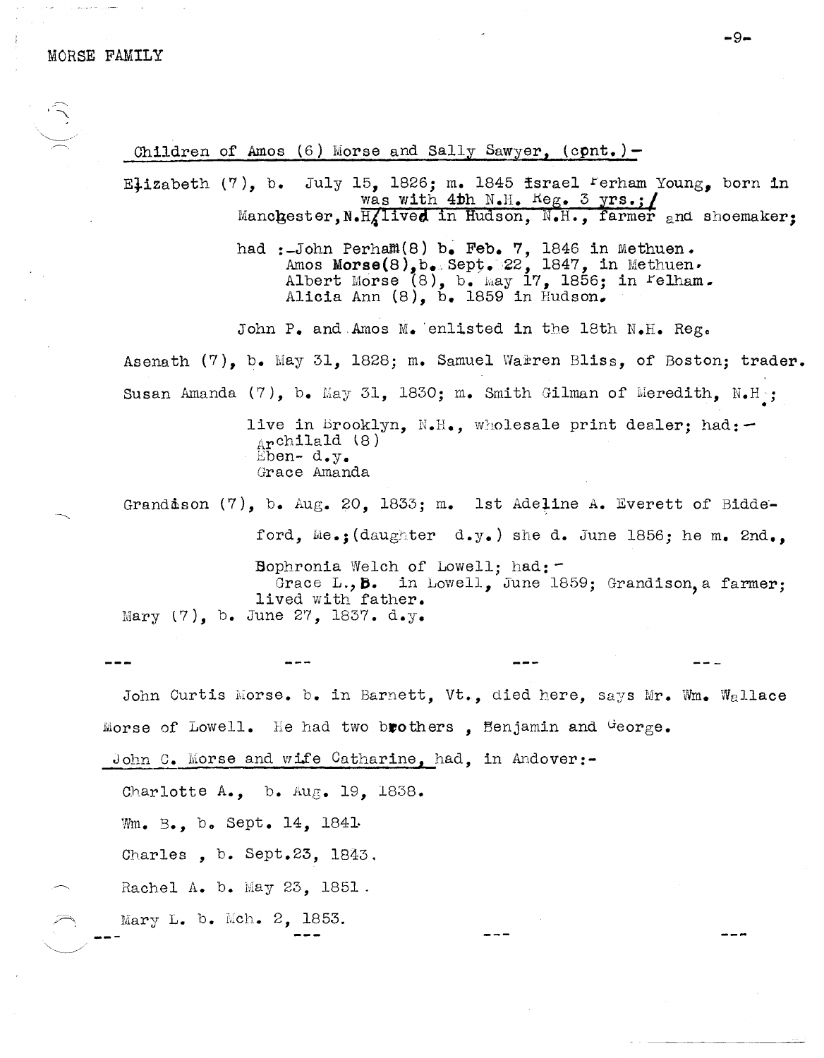MORSE FAMILY

Children of Amos (6) Morse and Sally Sawyer, (cont.)-

Elizabeth (7), b. July 15, 1826; m. 1845 Israel Perham Young, born in Manchester, N.H. was with 4th N.H. Reg. 3 yrs.; lived in Hudson, N.H., farmer and shoemaker;

had :-John Perham(8) b. Feb. 7, 1846 in Methuen.
Amos Morse(8), b. Sept. 22, 1847, in Methuen.
Albert Morse (8), b. May 17, 1856; in Pelham.
Alicia Ann (8), b. 1859 in Hudson.

John P. and Amos M. enlisted in the 18th N.H. Reg.

Asenath (7), b. May 31, 1828; m. Samuel Warren Bliss, of Boston; trader.

Susan Amanda (7), b. May 31, 1830; m. Smith Gilman of Meredith, N.H.;

live in Brooklyn, N.H., wholesale print dealer; had:-
Archilald (8)
Eben- d.y.
Grace Amanda

Grandison (7), b. Aug. 20, 1833; m. 1st Adeline A. Everett of Biddeford, Me.; (daughter d.y.) she d. June 1856; he m. 2nd., Sophronia Welch of Lowell; had:-
Grace L., B. in Lowell, June 1859; Grandison, a farmer; lived with father.

Mary (7), b. June 27, 1837. d.y.

--- --- --- ---

John Curtis Morse. b. in Barnett, Vt., died here, says Mr. Wm. Wallace Morse of Lowell. He had two brothers , Benjamin and George.

John C. Morse and wife Catharine, had, in Andover:-

Charlotte A., b. Aug. 19, 1838.

Wm. B., b. Sept. 14, 1841.

Charles , b. Sept.23, 1843.

Rachel A. b. May 23, 1851.

Mary L. b. Mch. 2, 1853.

--- --- --- ---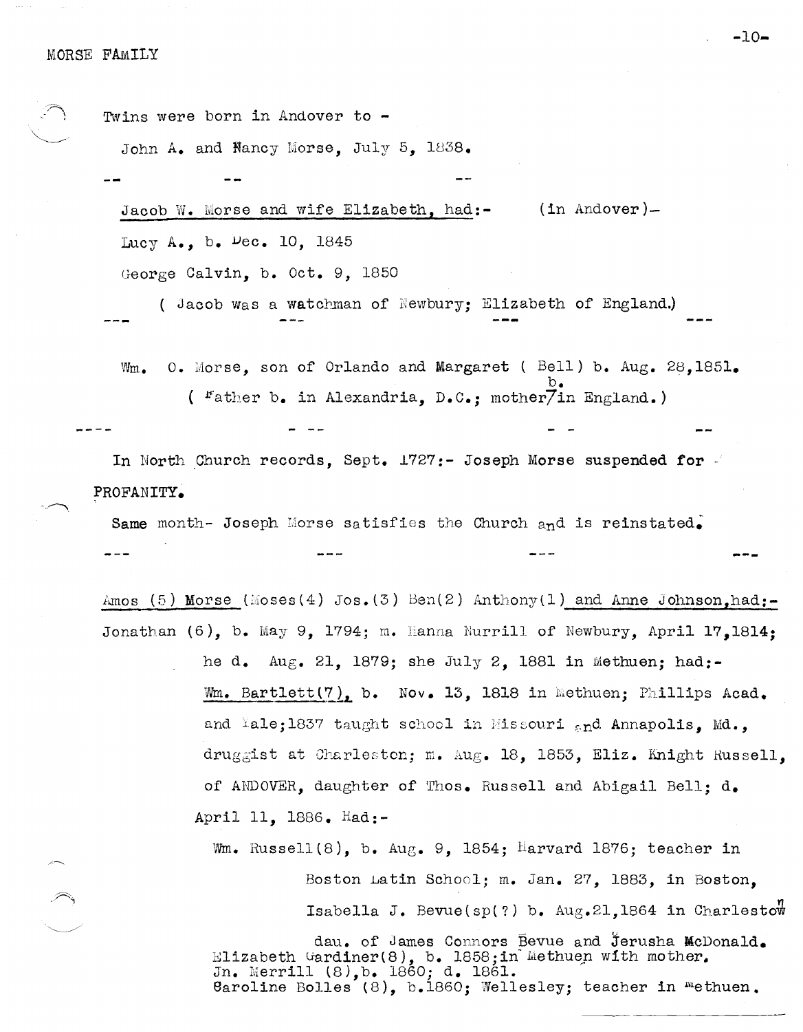Twins were born in Andover to -

John A. and Nancy Morse, July 5, 1838.

-- -- --

Jacob W. Morse and wife Elizabeth, had:- (in Andover)-

Lucy A., b. Dec. 10, 1845

George Calvin, b. Oct. 9, 1850

( Jacob was a watchman of Newbury; Elizabeth of England.)

--- --- --- ---

Wm. O. Morse, son of Orlando and Margaret ( Bell) b. Aug. 28,1851.

( Father b. in Alexandria, D.C.; mother b. in England.)

---- - -- - - --

In North Church records, Sept. 1727:- Joseph Morse suspended for PROFANITY.

Same month- Joseph Morse satisfies the Church and is reinstated.

--- --- --- ---

Amos (5) Morse (Moses(4) Jos.(3) Ben(2) Anthony(1) and Anne Johnson,had:-

Jonathan (6), b. May 9, 1794; m. Hanna Nurrill of Newbury, April 17,1814; he d. Aug. 21, 1879; she July 2, 1881 in Methuen; had:-

Wm. Bartlett(7), b. Nov. 13, 1818 in Methuen; Phillips Acad. and Yale;1837 taught school in Missouri and Annapolis, Md., druggist at Charleston; m. Aug. 18, 1853, Eliz. Knight Russell, of ANDOVER, daughter of Thos. Russell and Abigail Bell; d. April 11, 1886. Had:-

Wm. Russell(8), b. Aug. 9, 1854; Harvard 1876; teacher in Boston Latin School; m. Jan. 27, 1883, in Boston, Isabella J. Bevue(sp(?) b. Aug.21,1864 in Charlestown dau. of James Connors Bevue and Jerusha McDonald.

Elizabeth Gardiner(8), b. 1858;in Methuen with mother.

Jn. Merrill (8),b. 1860; d. 1861.

Caroline Bolles (8), b.1860; Wellesley; teacher in Methuen.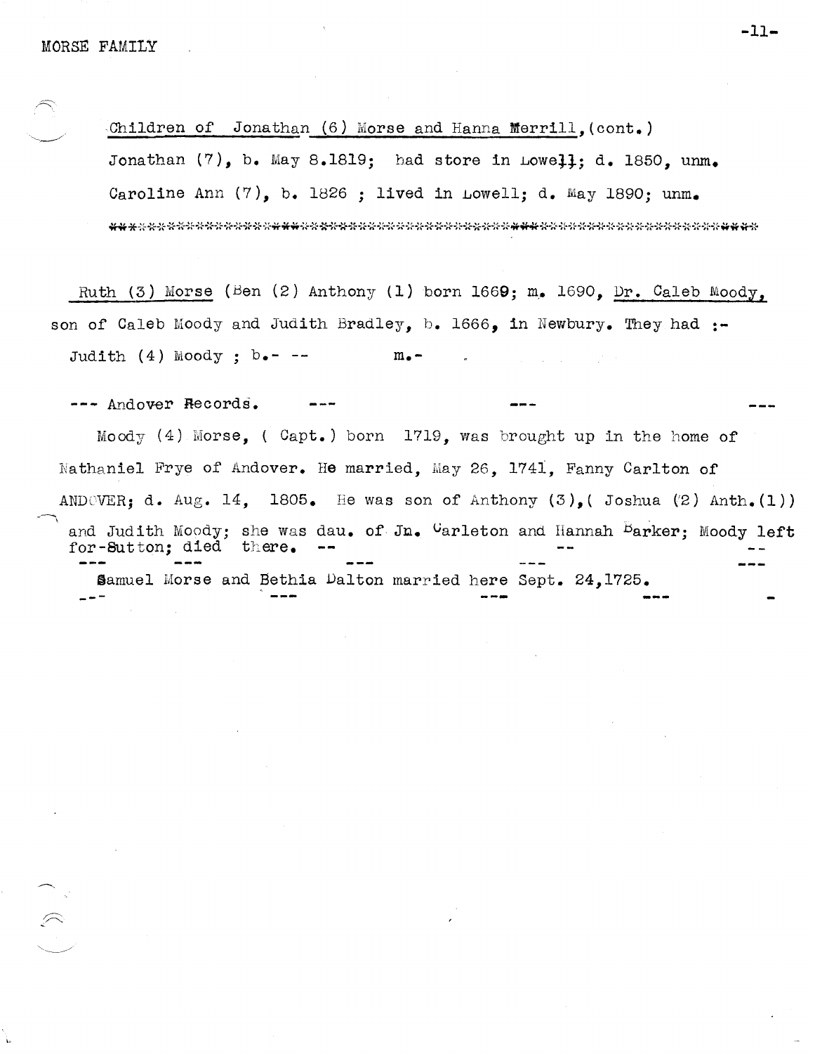Children of Jonathan (6) Morse and Hanna Merrill, (cont.)

Jonathan (7), b. May 8.1819; had store in Lowell; d. 1850, unm.

Caroline Ann (7), b. 1826 ; lived in Lowell; d. May 1890; unm.

**********************************************************************

Ruth (3) Morse (Ben (2) Anthony (1) born 1669; m. 1690, Dr. Caleb Moody, son of Caleb Moody and Judith Bradley, b. 1666, in Newbury. They had :-

Judith (4) Moody ; b.- -- m.-

--- Andover Records. --- --- ---

Moody (4) Morse, ( Capt.) born 1719, was brought up in the home of Nathaniel Frye of Andover. He married, May 26, 1741, Fanny Carlton of ANDOVER; d. Aug. 14, 1805. He was son of Anthony (3),( Joshua (2) Anth.(1)) and Judith Moody; she was dau. of Jn. Carleton and Hannah Barker; Moody left for Sutton; died there. -- -- --

--- --- --- --- ---

Samuel Morse and Bethia Dalton married here Sept. 24,1725.

--- --- --- --- -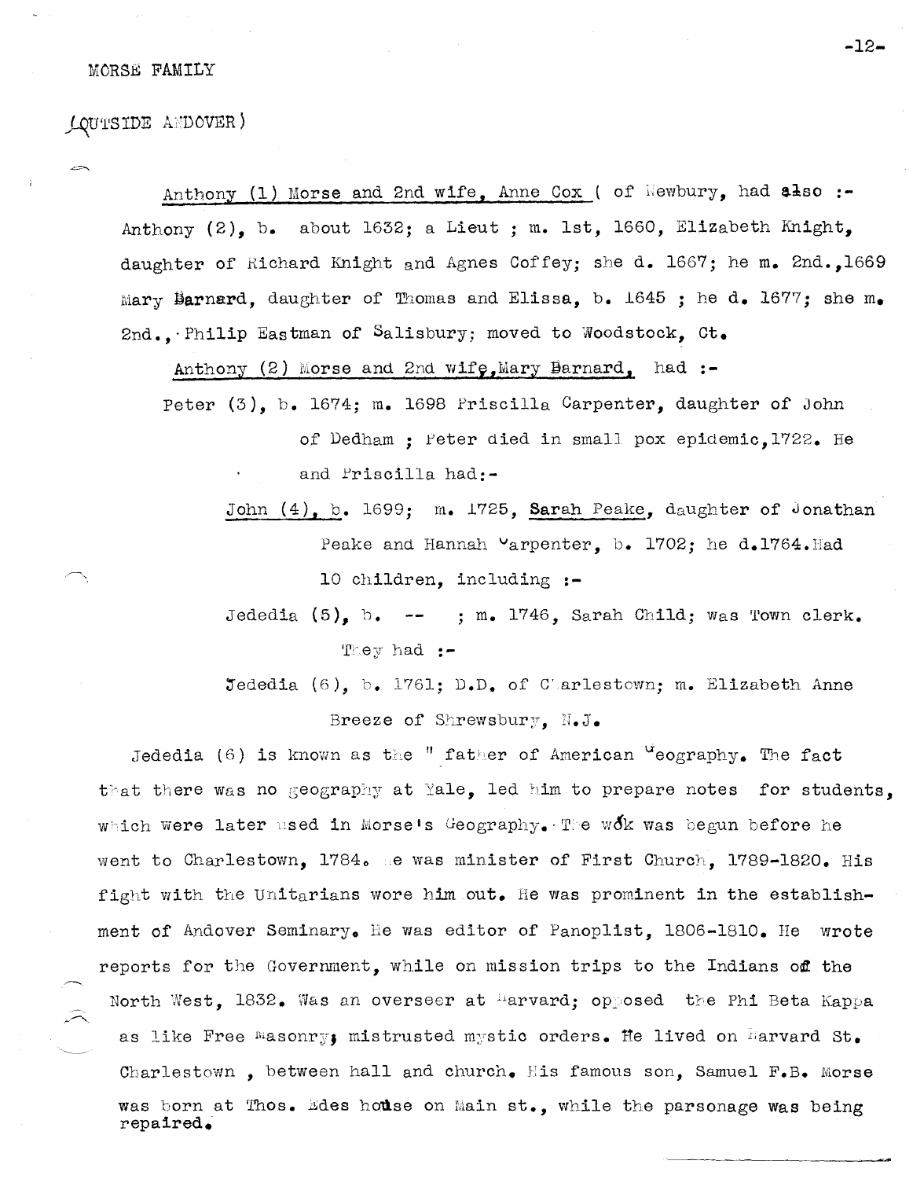MORSE FAMILY

(OUTSIDE ANDOVER)

Anthony (1) Morse and 2nd wife, Anne Cox ( of Newbury, had also :- Anthony (2), b. about 1632; a Lieut ; m. 1st, 1660, Elizabeth Knight, daughter of Richard Knight and Agnes Coffey; she d. 1667; he m. 2nd.,1669 Mary Barnard, daughter of Thomas and Elissa, b. 1645 ; he d. 1677; she m. 2nd., Philip Eastman of Salisbury; moved to Woodstock, Ct.

Anthony (2) Morse and 2nd wife, Mary Barnard, had :-

Peter (3), b. 1674; m. 1698 Priscilla Carpenter, daughter of John of Dedham ; Peter died in small pox epidemic,1722. He and Priscilla had:-

John (4), b. 1699; m. 1725, Sarah Peake, daughter of Jonathan Peake and Hannah Carpenter, b. 1702; he d.1764.Had 10 children, including :-

Jededia (5), b. -- ; m. 1746, Sarah Child; was Town clerk. They had :-

Jededia (6), b. 1761; D.D. of Charlestown; m. Elizabeth Anne Breeze of Shrewsbury, N.J.

Jededia (6) is known as the " father of American Geography. The fact that there was no geography at Yale, led him to prepare notes for students, which were later used in Morse's Geography. The work was begun before he went to Charlestown, 1784. He was minister of First Church, 1789-1820. His fight with the Unitarians wore him out. He was prominent in the establishment of Andover Seminary. He was editor of Panoplist, 1806-1810. He wrote reports for the Government, while on mission trips to the Indians of the North West, 1832. Was an overseer at Harvard; opposed the Phi Beta Kappa as like Free Masonry; mistrusted mystic orders. He lived on Harvard St. Charlestown , between hall and church. His famous son, Samuel F.B. Morse was born at Thos. Edes house on Main st., while the parsonage was being repaired.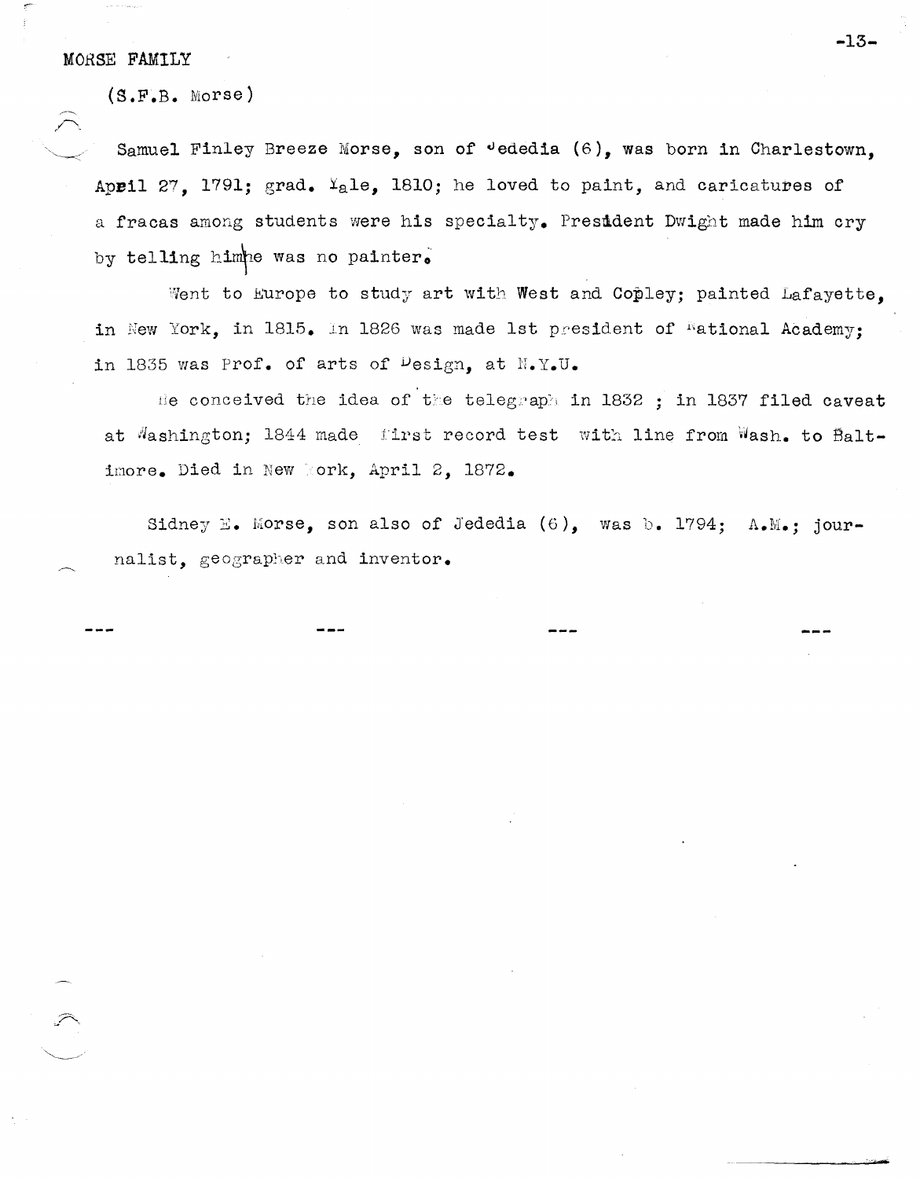MORSE FAMILY

(S.F.B. Morse)

Samuel Finley Breeze Morse, son of Jedediah (6), was born in Charlestown, April 27, 1791; grad. Yale, 1810; he loved to paint, and caricatures of a fracas among students were his specialty. President Dwight made him cry by telling him he was no painter.

Went to Europe to study art with West and Copley; painted Lafayette, in New York, in 1815. In 1826 was made 1st president of National Academy; in 1835 was Prof. of arts of Design, at N.Y.U.

He conceived the idea of the telegraph in 1832 ; in 1837 filed caveat at Washington; 1844 made first record test with line from Wash. to Baltimore. Died in New York, April 2, 1872.

Sidney E. Morse, son also of Jedediah (6), was b. 1794; A.M.; journalist, geographer and inventor.

--- --- --- ---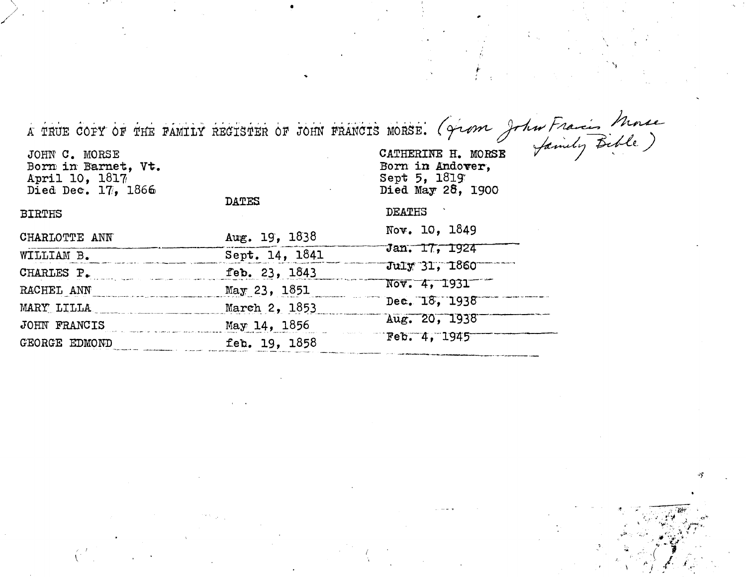A TRUE COPY OF THE FAMILY REGISTER OF JOHN FRANCIS MORSE. (from John Francis Morse family Bible)

JOHN C. MORSE
Born in Barnet, Vt.
April 10, 1817
Died Dec. 17, 1866

CATHERINE H. MORSE
Born in Andover,
Sept 5, 1819
Died May 28, 1900

| BIRTHS | DATES | DEATHS |
| --- | --- | --- |
| CHARLOTTE ANN | Aug. 19, 1838 | Nov. 10, 1849 |
| WILLIAM B. | Sept. 14, 1841 | Jan. 17, 1924 |
| CHARLES P. | feb. 23, 1843 | July 31, 1860 |
| RACHEL ANN | May 23, 1851 | Nov. 4, 1931 |
| MARY LILLA | March 2, 1853 | Dec. 18, 1938 |
| JOHN FRANCIS | May 14, 1856 | Aug. 20, 1938 |
| GEORGE EDMOND | feb. 19, 1858 | Feb. 4, 1945 |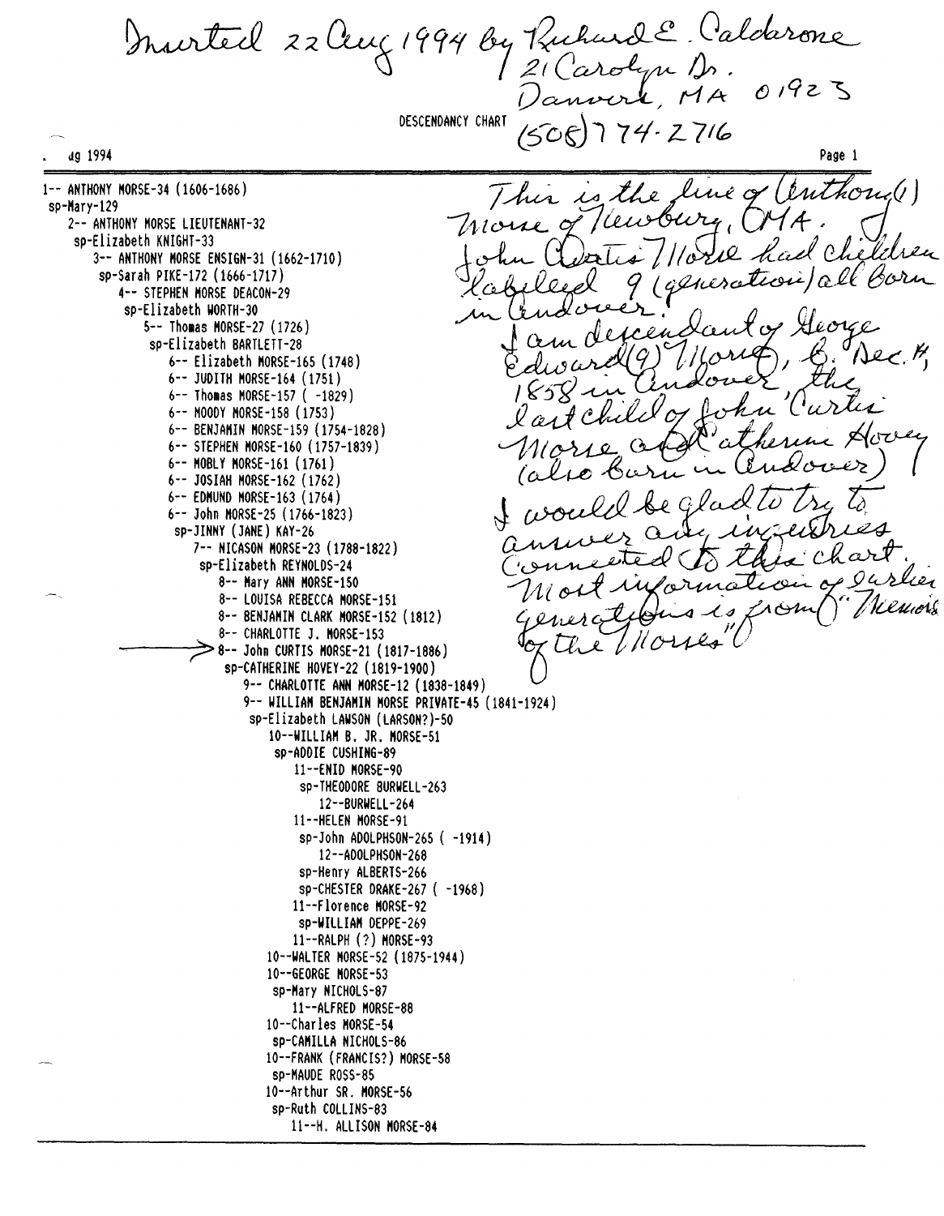Inserted 22 Aug 1994 by Richard E. Caldarone
21 Carolyn Dr.
Danvers, MA 01923
(508) 774-2716

DESCENDANCY CHART

```
1-- ANTHONY MORSE-34 (1606-1686)
 sp-Mary-129
   2-- ANTHONY MORSE LIEUTENANT-32
    sp-Elizabeth KNIGHT-33
      3-- ANTHONY MORSE ENSIGN-31 (1662-1710)
       sp-Sarah PIKE-172 (1666-1717)
         4-- STEPHEN MORSE DEACON-29
          sp-Elizabeth WORTH-30
            5-- Thomas MORSE-27 (1726)
             sp-Elizabeth BARTLETT-28
               6-- Elizabeth MORSE-165 (1748)
               6-- JUDITH MORSE-164 (1751)
               6-- Thomas MORSE-157 ( -1829)
               6-- MOODY MORSE-158 (1753)
               6-- BENJAMIN MORSE-159 (1754-1828)
               6-- STEPHEN MORSE-160 (1757-1839)
               6-- MOBLY MORSE-161 (1761)
               6-- JOSIAH MORSE-162 (1762)
               6-- EDMUND MORSE-163 (1764)
               6-- John MORSE-25 (1766-1823)
                sp-JINNY (JANE) KAY-26
                  7-- NICASON MORSE-23 (1788-1822)
                   sp-Elizabeth REYNOLDS-24
                     8-- Mary ANN MORSE-150
                     8-- LOUISA REBECCA MORSE-151
                     8-- BENJAMIN CLARK MORSE-152 (1812)
                     8-- CHARLOTTE J. MORSE-153
          ---------> 8-- John CURTIS MORSE-21 (1817-1886)
                      sp-CATHERINE HOVEY-22 (1819-1900)
                        9-- CHARLOTTE ANN MORSE-12 (1838-1849)
                        9-- WILLIAM BENJAMIN MORSE PRIVATE-45 (1841-1924)
                         sp-Elizabeth LAWSON (LARSON?)-50
                           10--WILLIAM B. JR. MORSE-51
                            sp-ADDIE CUSHING-89
                              11--ENID MORSE-90
                               sp-THEODORE BURWELL-263
                                 12--BURWELL-264
                              11--HELEN MORSE-91
                               sp-John ADOLPHSON-265 ( -1914)
                                 12--ADOLPHSON-268
                               sp-Henry ALBERTS-266
                               sp-CHESTER DRAKE-267 ( -1968)
                              11--Florence MORSE-92
                               sp-WILLIAM DEPPE-269
                              11--RALPH (?) MORSE-93
                           10--WALTER MORSE-52 (1875-1944)
                           10--GEORGE MORSE-53
                            sp-Mary NICHOLS-87
                              11--ALFRED MORSE-88
                           10--Charles MORSE-54
                            sp-CAMILLA NICHOLS-86
                           10--FRANK (FRANCIS?) MORSE-58
                            sp-MAUDE ROSS-85
                           10--Arthur SR. MORSE-56
                            sp-Ruth COLLINS-83
                              11--H. ALLISON MORSE-84
```

This is the line of Anthony(1) Morse of Newbury, MA. John Curtis Morse had children labeled 9 (generation) all born in Andover. I am descendant of George Edward(9) Morse, b. Dec. 14, 1858 in Andover, the last child of John Curtis Morse and Catherine Hovey (also born in Andover).

I would be glad to try to answer any inquiries connected to this chart. Most information of earlier generations is from "Memorials of the Morses"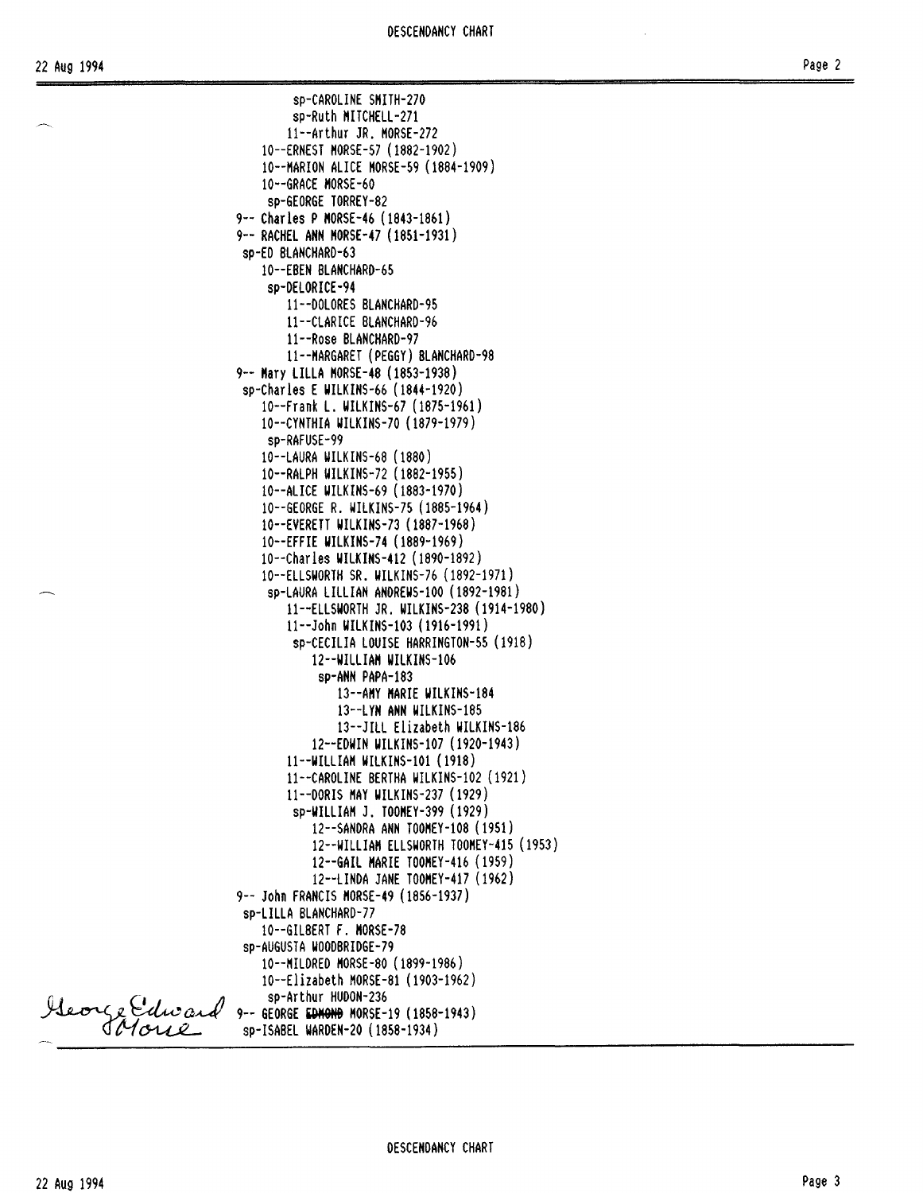sp-CAROLINE SMITH-270
sp-Ruth MITCHELL-271
11--Arthur JR. MORSE-272
10--ERNEST MORSE-57 (1882-1902)
10--MARION ALICE MORSE-59 (1884-1909)
10--GRACE MORSE-60
sp-GEORGE TORREY-82
9-- Charles P MORSE-46 (1843-1861)
9-- RACHEL ANN MORSE-47 (1851-1931)
sp-ED BLANCHARD-63
10--EBEN BLANCHARD-65
sp-DELORICE-94
11--DOLORES BLANCHARD-95
11--CLARICE BLANCHARD-96
11--Rose BLANCHARD-97
11--MARGARET (PEGGY) BLANCHARD-98
9-- Mary LILLA MORSE-48 (1853-1938)
sp-Charles E WILKINS-66 (1844-1920)
10--Frank L. WILKINS-67 (1875-1961)
10--CYNTHIA WILKINS-70 (1879-1979)
sp-RAFUSE-99
10--LAURA WILKINS-68 (1880)
10--RALPH WILKINS-72 (1882-1955)
10--ALICE WILKINS-69 (1883-1970)
10--GEORGE R. WILKINS-75 (1885-1964)
10--EVERETT WILKINS-73 (1887-1968)
10--EFFIE WILKINS-74 (1889-1969)
10--Charles WILKINS-412 (1890-1892)
10--ELLSWORTH SR. WILKINS-76 (1892-1971)
sp-LAURA LILLIAN ANDREWS-100 (1892-1981)
11--ELLSWORTH JR. WILKINS-238 (1914-1980)
11--John WILKINS-103 (1916-1991)
sp-CECILIA LOUISE HARRINGTON-55 (1918)
12--WILLIAM WILKINS-106
sp-ANN PAPA-183
13--AMY MARIE WILKINS-184
13--LYN ANN WILKINS-185
13--JILL Elizabeth WILKINS-186
12--EDWIN WILKINS-107 (1920-1943)
11--WILLIAM WILKINS-101 (1918)
11--CAROLINE BERTHA WILKINS-102 (1921)
11--DORIS MAY WILKINS-237 (1929)
sp-WILLIAM J. TOOMEY-399 (1929)
12--SANDRA ANN TOOMEY-108 (1951)
12--WILLIAM ELLSWORTH TOOMEY-415 (1953)
12--GAIL MARIE TOOMEY-416 (1959)
12--LINDA JANE TOOMEY-417 (1962)
9-- John FRANCIS MORSE-49 (1856-1937)
sp-LILLA BLANCHARD-77
10--GILBERT F. MORSE-78
sp-AUGUSTA WOODBRIDGE-79
10--MILDRED MORSE-80 (1899-1986)
10--Elizabeth MORSE-81 (1903-1962)
sp-Arthur HUDON-236
9-- GEORGE ~~EDMOND~~ MORSE-19 (1858-1943) *George Edward Morse*
sp-ISABEL WARDEN-20 (1858-1934)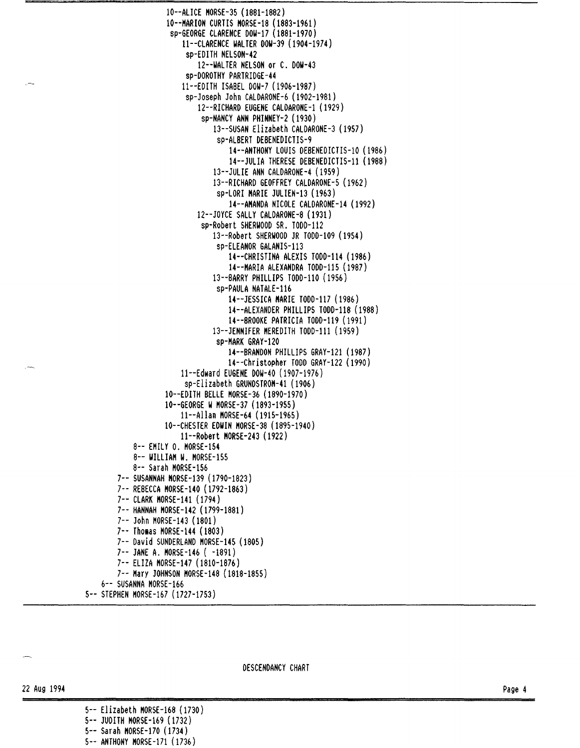```
                    10--ALICE MORSE-35 (1881-1882)
                    10--MARION CURTIS MORSE-18 (1883-1961)
                     sp-GEORGE CLARENCE DOW-17 (1881-1970)
                        11--CLARENCE WALTER DOW-39 (1904-1974)
                         sp-EDITH NELSON-42
                            12--WALTER NELSON or C. DOW-43
                         sp-DOROTHY PARTRIDGE-44
                        11--EDITH ISABEL DOW-7 (1906-1987)
                         sp-Joseph John CALDARONE-6 (1902-1981)
                            12--RICHARD EUGENE CALDARONE-1 (1929)
                             sp-NANCY ANN PHINNEY-2 (1930)
                                13--SUSAN Elizabeth CALDARONE-3 (1957)
                                 sp-ALBERT DEBENEDICTIS-9
                                    14--ANTHONY LOUIS DEBENEDICTIS-10 (1986)
                                    14--JULIA THERESE DEBENEDICTIS-11 (1988)
                                13--JULIE ANN CALDARONE-4 (1959)
                                13--RICHARD GEOFFREY CALDARONE-5 (1962)
                                 sp-LORI MARIE JULIEN-13 (1963)
                                    14--AMANDA NICOLE CALDARONE-14 (1992)
                            12--JOYCE SALLY CALDARONE-8 (1931)
                             sp-Robert SHERWOOD SR. TODD-112
                                13--Robert SHERWOOD JR TODD-109 (1954)
                                 sp-ELEANOR GALANIS-113
                                    14--CHRISTINA ALEXIS TODD-114 (1986)
                                    14--MARIA ALEXANDRA TODD-115 (1987)
                                13--BARRY PHILLIPS TODD-110 (1956)
                                 sp-PAULA NATALE-116
                                    14--JESSICA MARIE TODD-117 (1986)
                                    14--ALEXANDER PHILLIPS TODD-118 (1988)
                                    14--BROOKE PATRICIA TODD-119 (1991)
                                13--JENNIFER MEREDITH TODD-111 (1959)
                                 sp-MARK GRAY-120
                                    14--BRANDON PHILLIPS GRAY-121 (1987)
                                    14--Christopher TODD GRAY-122 (1990)
                        11--Edward EUGENE DOW-40 (1907-1976)
                         sp-Elizabeth GRUNDSTROM-41 (1906)
                    10--EDITH BELLE MORSE-36 (1890-1970)
                    10--GEORGE W MORSE-37 (1893-1955)
                        11--Allan MORSE-64 (1915-1965)
                    10--CHESTER EDWIN MORSE-38 (1895-1940)
                        11--Robert MORSE-243 (1922)
            8-- EMILY O. MORSE-154
            8-- WILLIAM W. MORSE-155
            8-- Sarah MORSE-156
        7-- SUSANNAH MORSE-139 (1790-1823)
        7-- REBECCA MORSE-140 (1792-1863)
        7-- CLARK MORSE-141 (1794)
        7-- HANNAH MORSE-142 (1799-1881)
        7-- John MORSE-143 (1801)
        7-- Thomas MORSE-144 (1803)
        7-- David SUNDERLAND MORSE-145 (1805)
        7-- JANE A. MORSE-146 ( -1891)
        7-- ELIZA MORSE-147 (1810-1876)
        7-- Mary JOHNSON MORSE-148 (1818-1855)
    6-- SUSANNA MORSE-166
5-- STEPHEN MORSE-167 (1727-1753)
```

DESCENDANCY CHART

22 Aug 1994

```
5-- Elizabeth MORSE-168 (1730)
5-- JUDITH MORSE-169 (1732)
5-- Sarah MORSE-170 (1734)
5-- ANTHONY MORSE-171 (1736)
```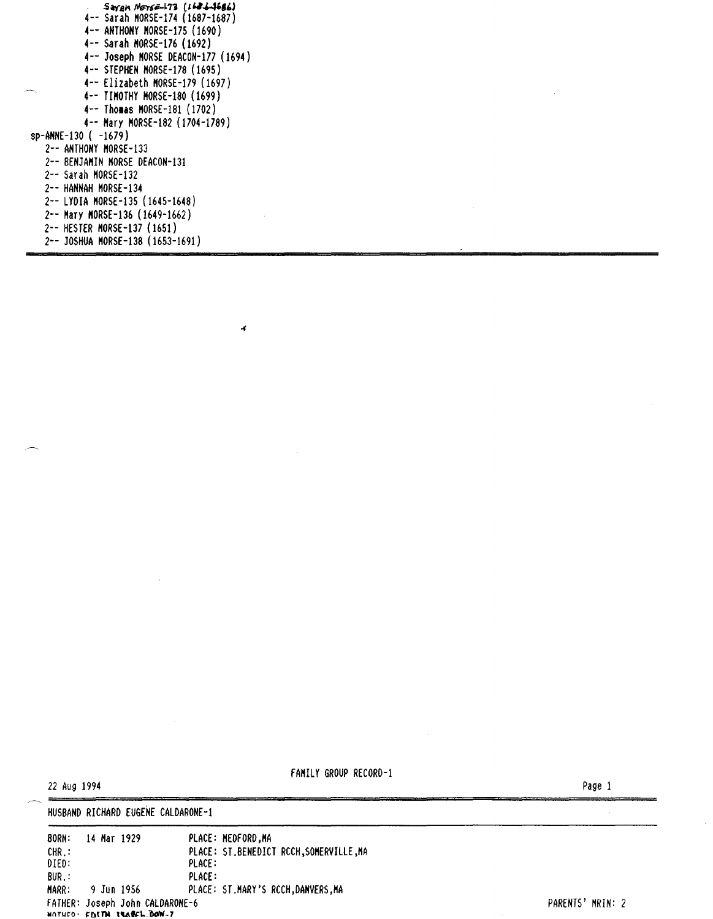Sarah Morse-173 (1686-1686)

4-- Sarah MORSE-174 (1687-1687)
4-- ANTHONY MORSE-175 (1690)
4-- Sarah MORSE-176 (1692)
4-- Joseph MORSE DEACON-177 (1694)
4-- STEPHEN MORSE-178 (1695)
4-- Elizabeth MORSE-179 (1697)
4-- TIMOTHY MORSE-180 (1699)
4-- Thomas MORSE-181 (1702)
4-- Mary MORSE-182 (1704-1789)

sp-ANNE-130 ( -1679)

2-- ANTHONY MORSE-133
2-- BENJAMIN MORSE DEACON-131
2-- Sarah MORSE-132
2-- HANNAH MORSE-134
2-- LYDIA MORSE-135 (1645-1648)
2-- Mary MORSE-136 (1649-1662)
2-- HESTER MORSE-137 (1651)
2-- JOSHUA MORSE-138 (1653-1691)

---

FAMILY GROUP RECORD-1

22 Aug 1994

HUSBAND RICHARD EUGENE CALDARONE-1

BORN: 14 Mar 1929 PLACE: MEDFORD,MA
CHR.: PLACE: ST.BENEDICT RCCH,SOMERVILLE,MA
DIED: PLACE:
BUR.: PLACE:
MARR: 9 Jun 1956 PLACE: ST.MARY'S RCCH,DANVERS,MA
FATHER: Joseph John CALDARONE-6 PARENTS' MRIN: 2
MOTHER: EDITH ISABEL DOW-7